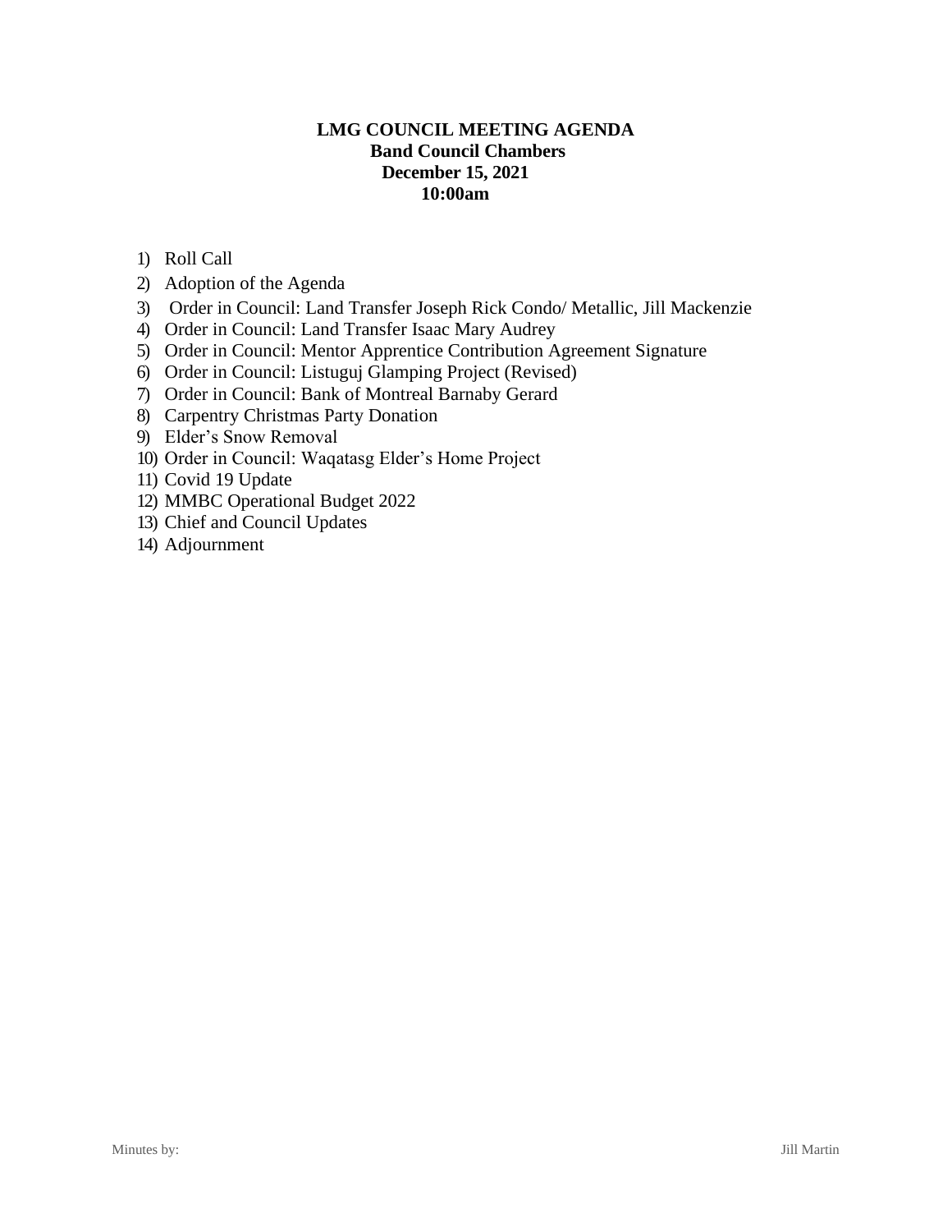# LMG COUNCIL MEETING AGENDA

**Band Council Chambers**
**December 15, 2021**
**10:00am**

1) Roll Call
2) Adoption of the Agenda
3) Order in Council: Land Transfer Joseph Rick Condo/ Metallic, Jill Mackenzie
4) Order in Council: Land Transfer Isaac Mary Audrey
5) Order in Council: Mentor Apprentice Contribution Agreement Signature
6) Order in Council: Listuguj Glamping Project (Revised)
7) Order in Council: Bank of Montreal Barnaby Gerard
8) Carpentry Christmas Party Donation
9) Elder's Snow Removal
10) Order in Council: Waqatasg Elder's Home Project
11) Covid 19 Update
12) MMBC Operational Budget 2022
13) Chief and Council Updates
14) Adjournment

Minutes by: Jill Martin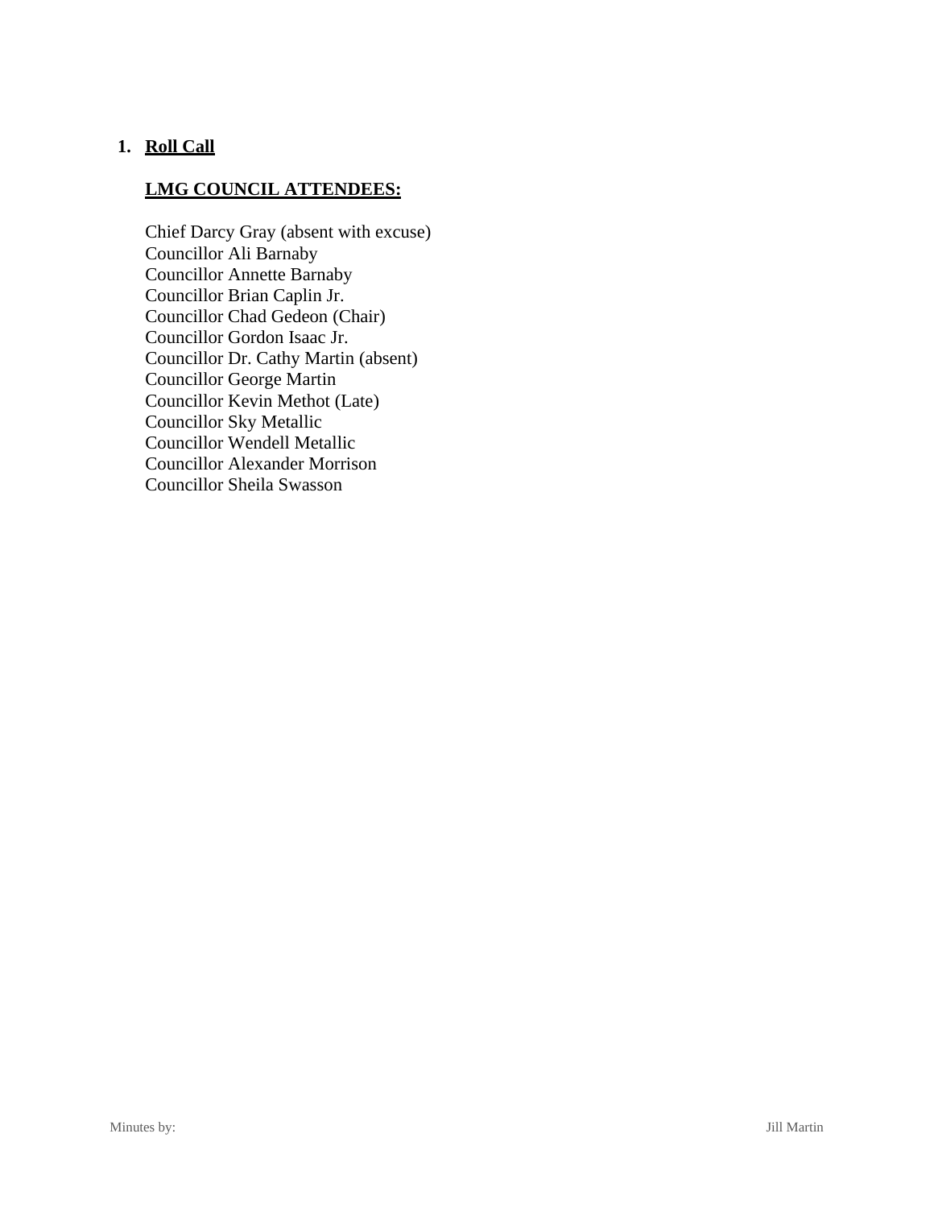1. **Roll Call**

   **LMG COUNCIL ATTENDEES:**

   Chief Darcy Gray (absent with excuse)
   Councillor Ali Barnaby
   Councillor Annette Barnaby
   Councillor Brian Caplin Jr.
   Councillor Chad Gedeon (Chair)
   Councillor Gordon Isaac Jr.
   Councillor Dr. Cathy Martin (absent)
   Councillor George Martin
   Councillor Kevin Methot (Late)
   Councillor Sky Metallic
   Councillor Wendell Metallic
   Councillor Alexander Morrison
   Councillor Sheila Swasson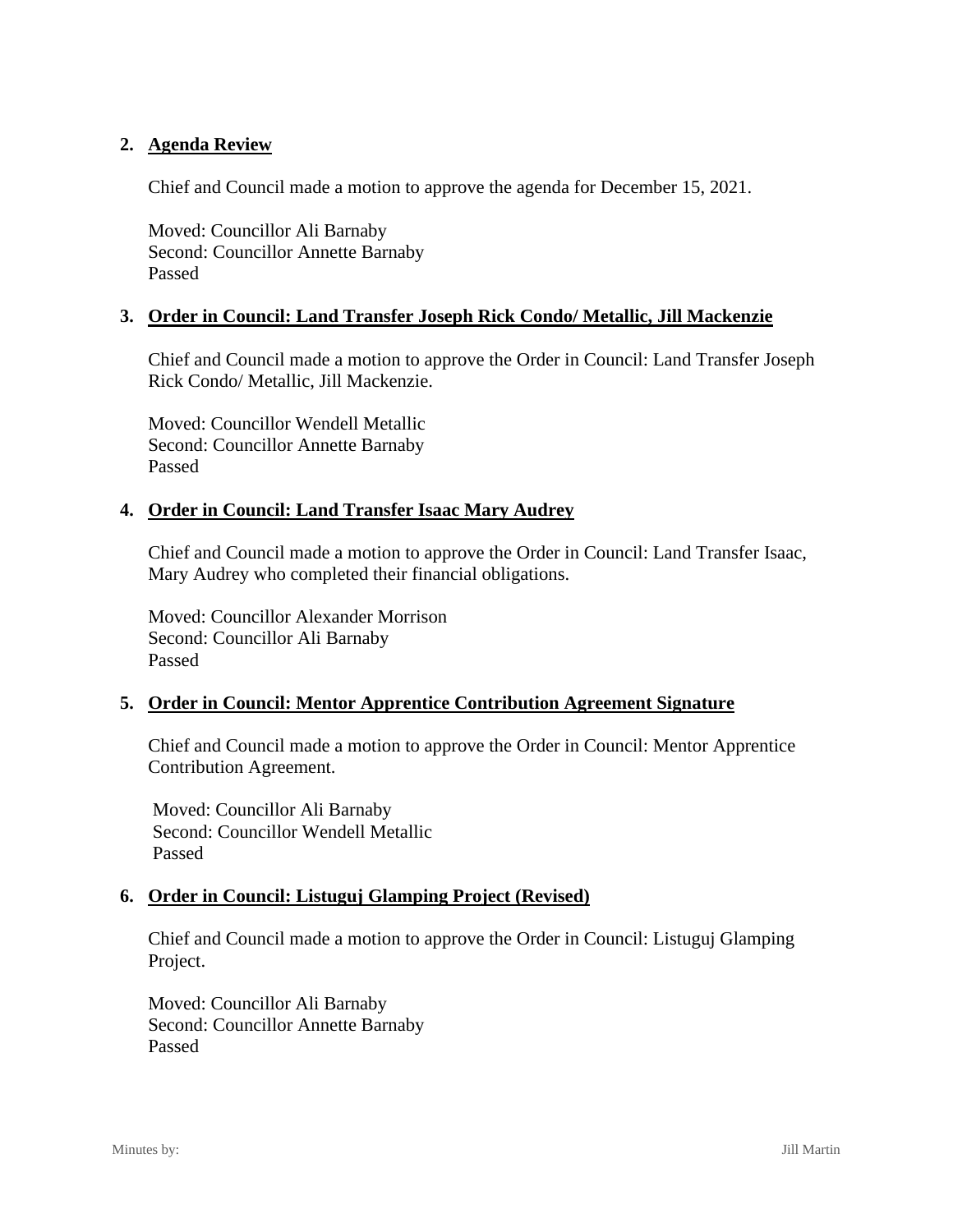## 2. Agenda Review

Chief and Council made a motion to approve the agenda for December 15, 2021.

Moved: Councillor Ali Barnaby
Second: Councillor Annette Barnaby
Passed

## 3. Order in Council: Land Transfer Joseph Rick Condo/ Metallic, Jill Mackenzie

Chief and Council made a motion to approve the Order in Council: Land Transfer Joseph Rick Condo/ Metallic, Jill Mackenzie.

Moved: Councillor Wendell Metallic
Second: Councillor Annette Barnaby
Passed

## 4. Order in Council: Land Transfer Isaac Mary Audrey

Chief and Council made a motion to approve the Order in Council: Land Transfer Isaac, Mary Audrey who completed their financial obligations.

Moved: Councillor Alexander Morrison
Second: Councillor Ali Barnaby
Passed

## 5. Order in Council: Mentor Apprentice Contribution Agreement Signature

Chief and Council made a motion to approve the Order in Council: Mentor Apprentice Contribution Agreement.

Moved: Councillor Ali Barnaby
Second: Councillor Wendell Metallic
Passed

## 6. Order in Council: Listuguj Glamping Project (Revised)

Chief and Council made a motion to approve the Order in Council: Listuguj Glamping Project.

Moved: Councillor Ali Barnaby
Second: Councillor Annette Barnaby
Passed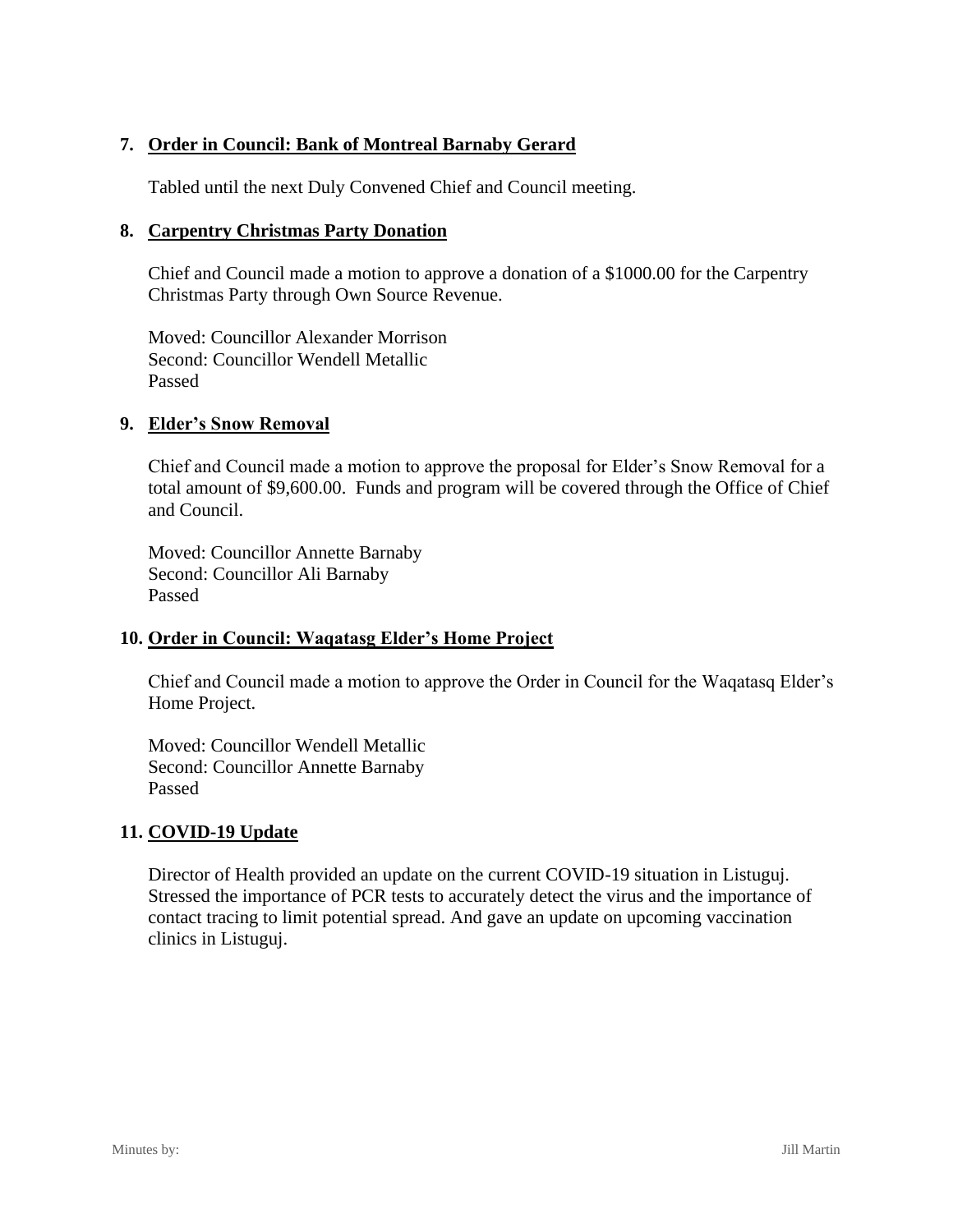## 7. Order in Council: Bank of Montreal Barnaby Gerard

Tabled until the next Duly Convened Chief and Council meeting.

## 8. Carpentry Christmas Party Donation

Chief and Council made a motion to approve a donation of a $1000.00 for the Carpentry Christmas Party through Own Source Revenue.

Moved: Councillor Alexander Morrison
Second: Councillor Wendell Metallic
Passed

## 9. Elder's Snow Removal

Chief and Council made a motion to approve the proposal for Elder's Snow Removal for a total amount of $9,600.00. Funds and program will be covered through the Office of Chief and Council.

Moved: Councillor Annette Barnaby
Second: Councillor Ali Barnaby
Passed

## 10. Order in Council: Waqatasg Elder's Home Project

Chief and Council made a motion to approve the Order in Council for the Waqatasq Elder's Home Project.

Moved: Councillor Wendell Metallic
Second: Councillor Annette Barnaby
Passed

## 11. COVID-19 Update

Director of Health provided an update on the current COVID-19 situation in Listuguj. Stressed the importance of PCR tests to accurately detect the virus and the importance of contact tracing to limit potential spread. And gave an update on upcoming vaccination clinics in Listuguj.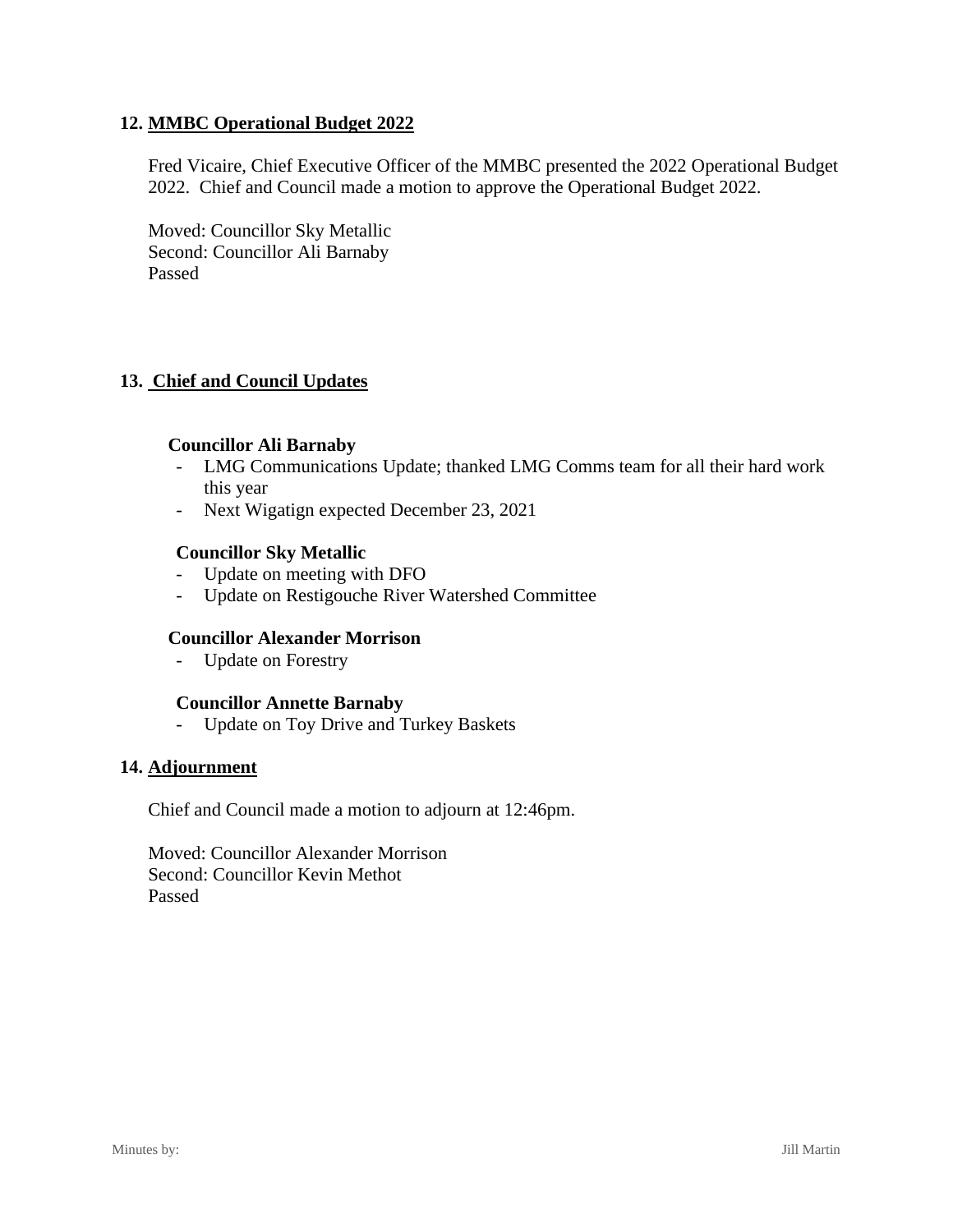## 12. MMBC Operational Budget 2022

Fred Vicaire, Chief Executive Officer of the MMBC presented the 2022 Operational Budget 2022. Chief and Council made a motion to approve the Operational Budget 2022.

Moved: Councillor Sky Metallic
Second: Councillor Ali Barnaby
Passed

## 13. Chief and Council Updates

**Councillor Ali Barnaby**

- LMG Communications Update; thanked LMG Comms team for all their hard work this year
- Next Wigatign expected December 23, 2021

**Councillor Sky Metallic**

- Update on meeting with DFO
- Update on Restigouche River Watershed Committee

**Councillor Alexander Morrison**

- Update on Forestry

**Councillor Annette Barnaby**

- Update on Toy Drive and Turkey Baskets

## 14. Adjournment

Chief and Council made a motion to adjourn at 12:46pm.

Moved: Councillor Alexander Morrison
Second: Councillor Kevin Methot
Passed

Minutes by: Jill Martin